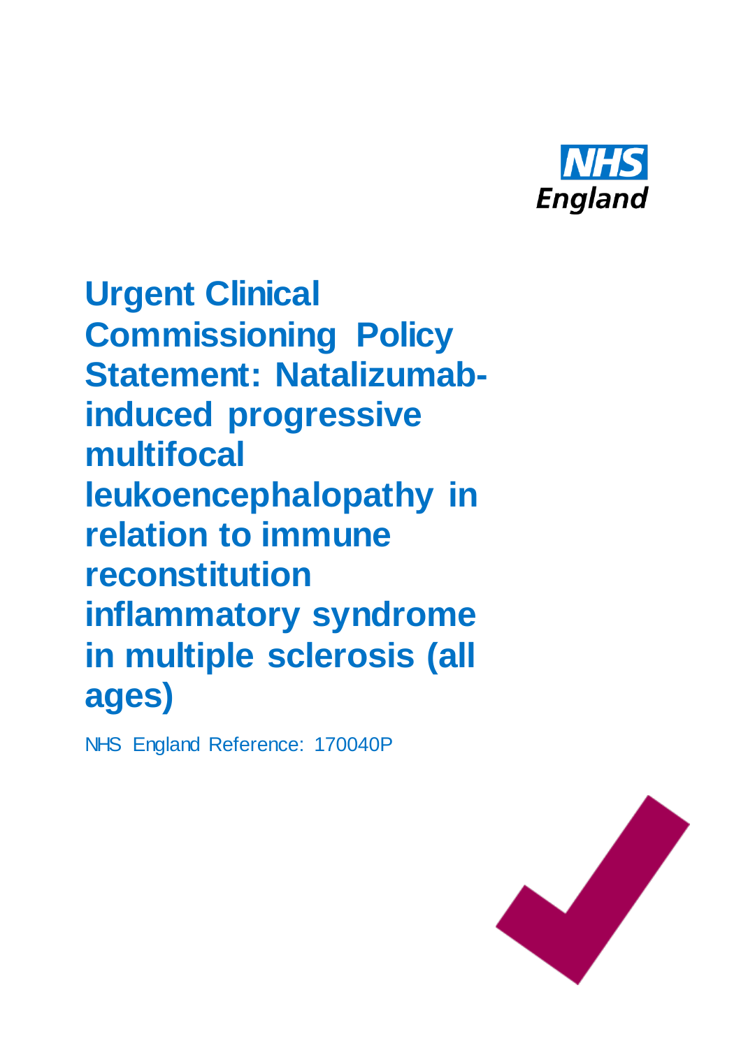NHS England

# Urgent Clinical Commissioning Policy Statement: Natalizumab-induced progressive multifocal leukoencephalopathy in relation to immune reconstitution inflammatory syndrome in multiple sclerosis (all ages)

NHS England Reference: 170040P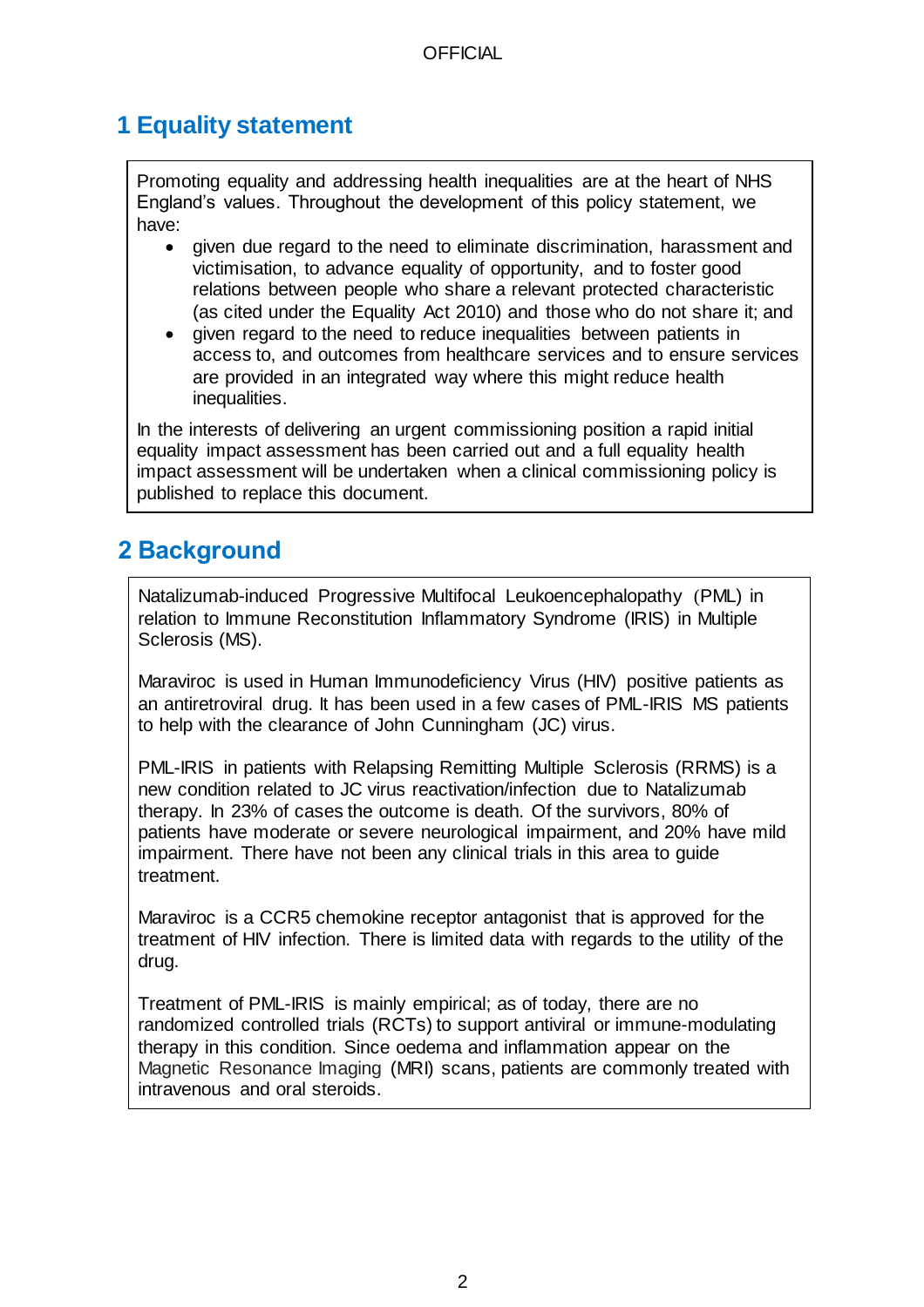# 1 Equality statement

Promoting equality and addressing health inequalities are at the heart of NHS England's values. Throughout the development of this policy statement, we have:

- given due regard to the need to eliminate discrimination, harassment and victimisation, to advance equality of opportunity, and to foster good relations between people who share a relevant protected characteristic (as cited under the Equality Act 2010) and those who do not share it; and
- given regard to the need to reduce inequalities between patients in access to, and outcomes from healthcare services and to ensure services are provided in an integrated way where this might reduce health inequalities.

In the interests of delivering an urgent commissioning position a rapid initial equality impact assessment has been carried out and a full equality health impact assessment will be undertaken when a clinical commissioning policy is published to replace this document.

# 2 Background

Natalizumab-induced Progressive Multifocal Leukoencephalopathy (PML) in relation to Immune Reconstitution Inflammatory Syndrome (IRIS) in Multiple Sclerosis (MS).

Maraviroc is used in Human Immunodeficiency Virus (HIV) positive patients as an antiretroviral drug. It has been used in a few cases of PML-IRIS MS patients to help with the clearance of John Cunningham (JC) virus.

PML-IRIS in patients with Relapsing Remitting Multiple Sclerosis (RRMS) is a new condition related to JC virus reactivation/infection due to Natalizumab therapy. In 23% of cases the outcome is death. Of the survivors, 80% of patients have moderate or severe neurological impairment, and 20% have mild impairment. There have not been any clinical trials in this area to guide treatment.

Maraviroc is a CCR5 chemokine receptor antagonist that is approved for the treatment of HIV infection. There is limited data with regards to the utility of the drug.

Treatment of PML-IRIS is mainly empirical; as of today, there are no randomized controlled trials (RCTs) to support antiviral or immune-modulating therapy in this condition. Since oedema and inflammation appear on the Magnetic Resonance Imaging (MRI) scans, patients are commonly treated with intravenous and oral steroids.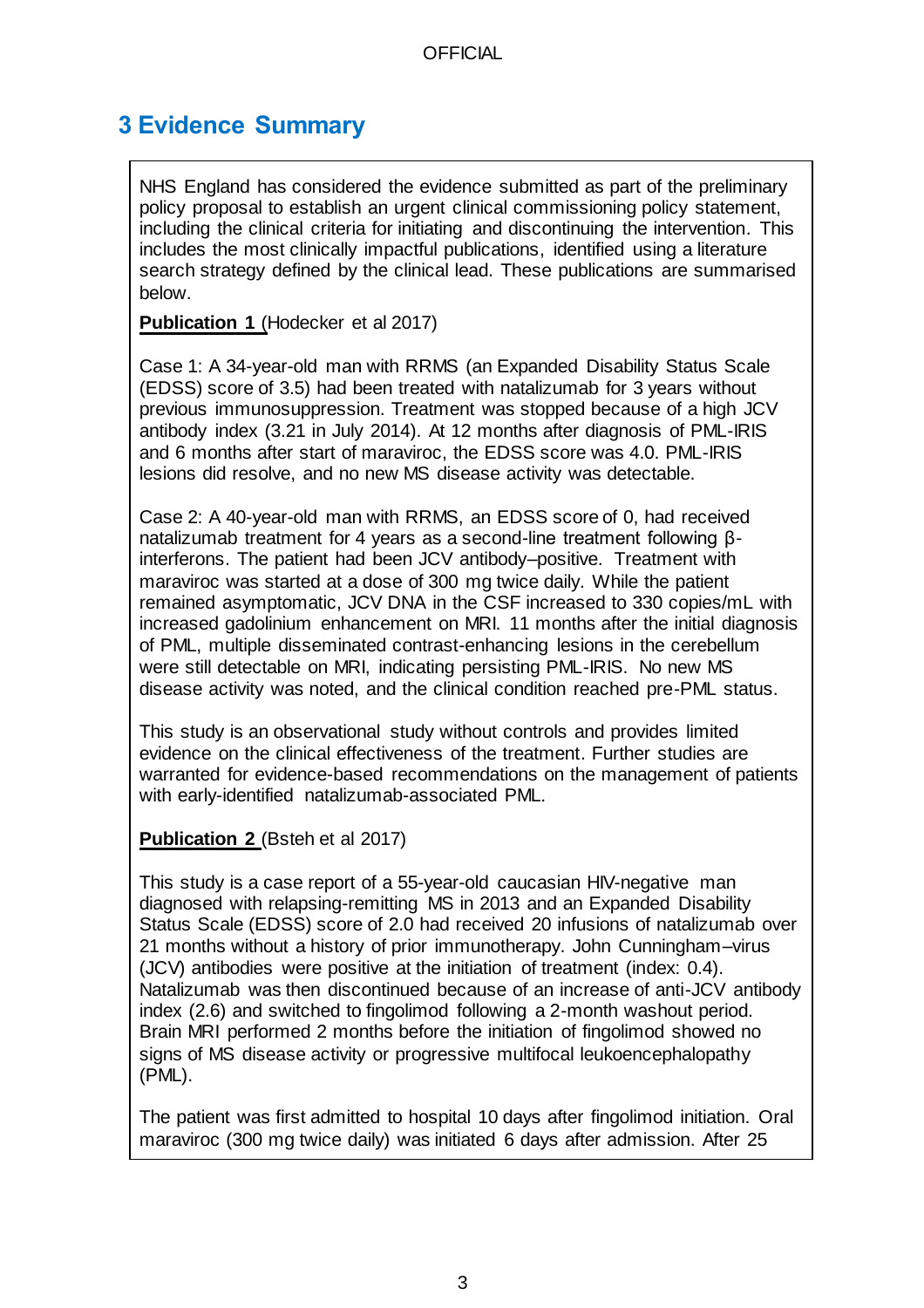# 3 Evidence Summary

NHS England has considered the evidence submitted as part of the preliminary policy proposal to establish an urgent clinical commissioning policy statement, including the clinical criteria for initiating and discontinuing the intervention. This includes the most clinically impactful publications, identified using a literature search strategy defined by the clinical lead. These publications are summarised below.

**Publication 1** (Hodecker et al 2017)

Case 1: A 34-year-old man with RRMS (an Expanded Disability Status Scale (EDSS) score of 3.5) had been treated with natalizumab for 3 years without previous immunosuppression. Treatment was stopped because of a high JCV antibody index (3.21 in July 2014). At 12 months after diagnosis of PML-IRIS and 6 months after start of maraviroc, the EDSS score was 4.0. PML-IRIS lesions did resolve, and no new MS disease activity was detectable.

Case 2: A 40-year-old man with RRMS, an EDSS score of 0, had received natalizumab treatment for 4 years as a second-line treatment following β-interferons. The patient had been JCV antibody–positive. Treatment with maraviroc was started at a dose of 300 mg twice daily. While the patient remained asymptomatic, JCV DNA in the CSF increased to 330 copies/mL with increased gadolinium enhancement on MRI. 11 months after the initial diagnosis of PML, multiple disseminated contrast-enhancing lesions in the cerebellum were still detectable on MRI, indicating persisting PML-IRIS. No new MS disease activity was noted, and the clinical condition reached pre-PML status.

This study is an observational study without controls and provides limited evidence on the clinical effectiveness of the treatment. Further studies are warranted for evidence-based recommendations on the management of patients with early-identified natalizumab-associated PML.

**Publication 2** (Bsteh et al 2017)

This study is a case report of a 55-year-old caucasian HIV-negative man diagnosed with relapsing-remitting MS in 2013 and an Expanded Disability Status Scale (EDSS) score of 2.0 had received 20 infusions of natalizumab over 21 months without a history of prior immunotherapy. John Cunningham–virus (JCV) antibodies were positive at the initiation of treatment (index: 0.4). Natalizumab was then discontinued because of an increase of anti-JCV antibody index (2.6) and switched to fingolimod following a 2-month washout period. Brain MRI performed 2 months before the initiation of fingolimod showed no signs of MS disease activity or progressive multifocal leukoencephalopathy (PML).

The patient was first admitted to hospital 10 days after fingolimod initiation. Oral maraviroc (300 mg twice daily) was initiated 6 days after admission. After 25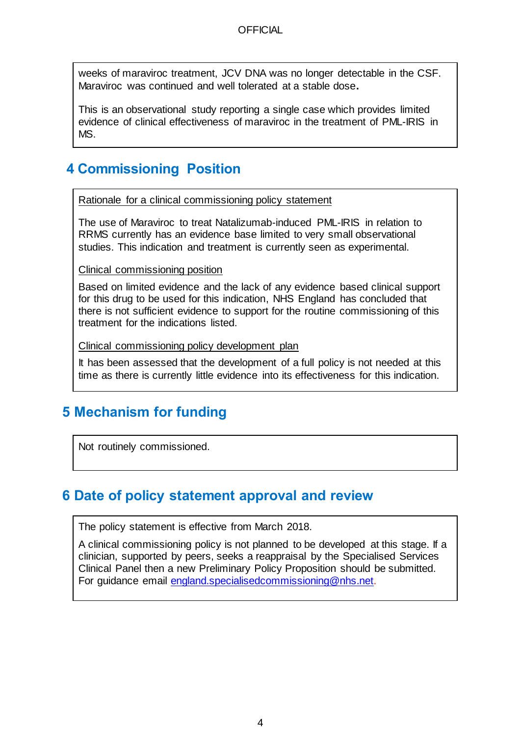weeks of maraviroc treatment, JCV DNA was no longer detectable in the CSF. Maraviroc was continued and well tolerated at a stable dose**.**

This is an observational study reporting a single case which provides limited evidence of clinical effectiveness of maraviroc in the treatment of PML-IRIS in MS.

## 4 Commissioning Position

Rationale for a clinical commissioning policy statement

The use of Maraviroc to treat Natalizumab-induced PML-IRIS in relation to RRMS currently has an evidence base limited to very small observational studies. This indication and treatment is currently seen as experimental.

Clinical commissioning position

Based on limited evidence and the lack of any evidence based clinical support for this drug to be used for this indication, NHS England has concluded that there is not sufficient evidence to support for the routine commissioning of this treatment for the indications listed.

Clinical commissioning policy development plan

It has been assessed that the development of a full policy is not needed at this time as there is currently little evidence into its effectiveness for this indication.

## 5 Mechanism for funding

Not routinely commissioned.

## 6 Date of policy statement approval and review

The policy statement is effective from March 2018.

A clinical commissioning policy is not planned to be developed at this stage. If a clinician, supported by peers, seeks a reappraisal by the Specialised Services Clinical Panel then a new Preliminary Policy Proposition should be submitted. For guidance email england.specialisedcommissioning@nhs.net.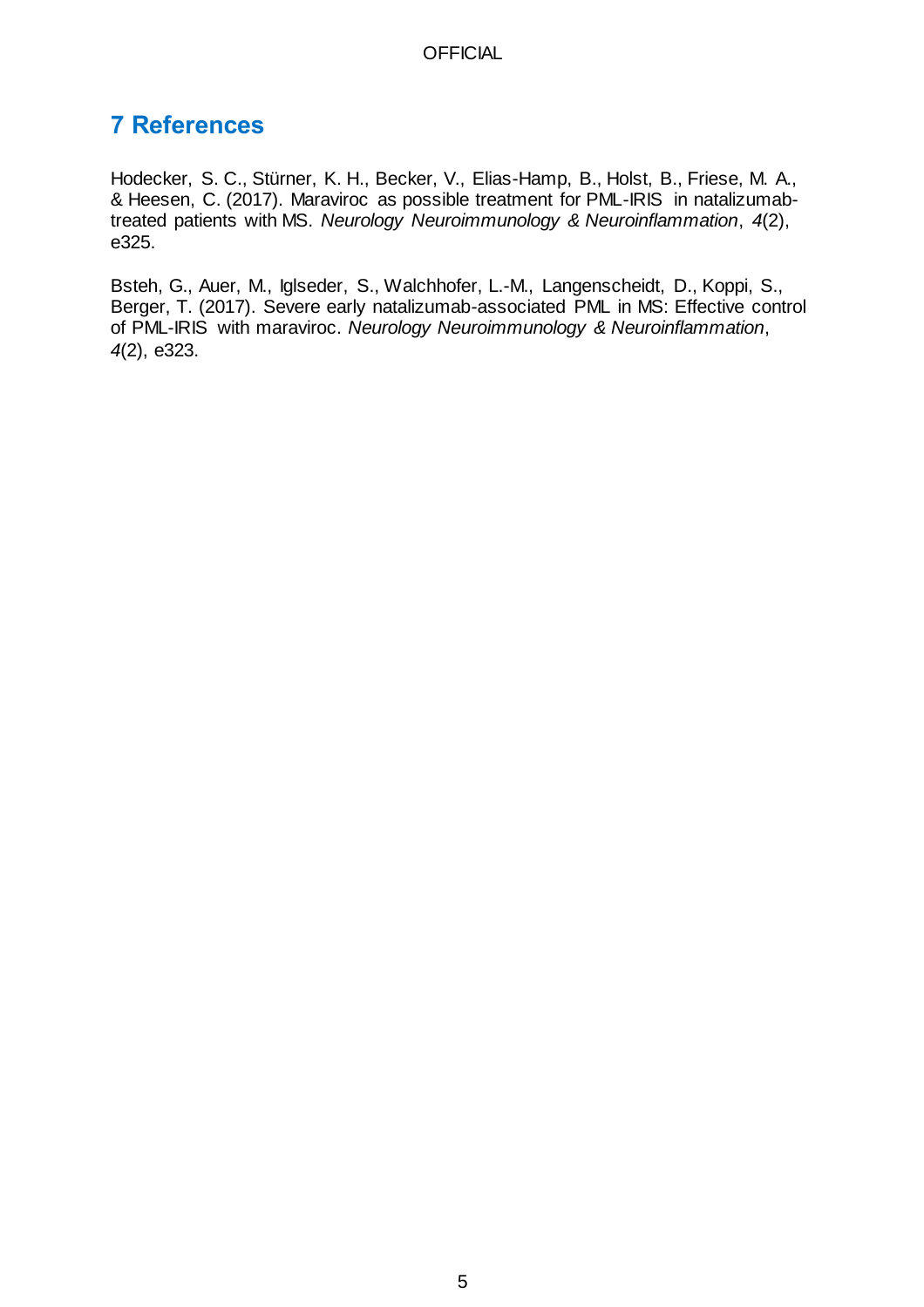# 7 References

Hodecker, S. C., Stürner, K. H., Becker, V., Elias-Hamp, B., Holst, B., Friese, M. A., & Heesen, C. (2017). Maraviroc as possible treatment for PML-IRIS in natalizumab-treated patients with MS. *Neurology Neuroimmunology & Neuroinflammation*, *4*(2), e325.

Bsteh, G., Auer, M., Iglseder, S., Walchhofer, L.-M., Langenscheidt, D., Koppi, S., Berger, T. (2017). Severe early natalizumab-associated PML in MS: Effective control of PML-IRIS with maraviroc. *Neurology Neuroimmunology & Neuroinflammation*, *4*(2), e323.